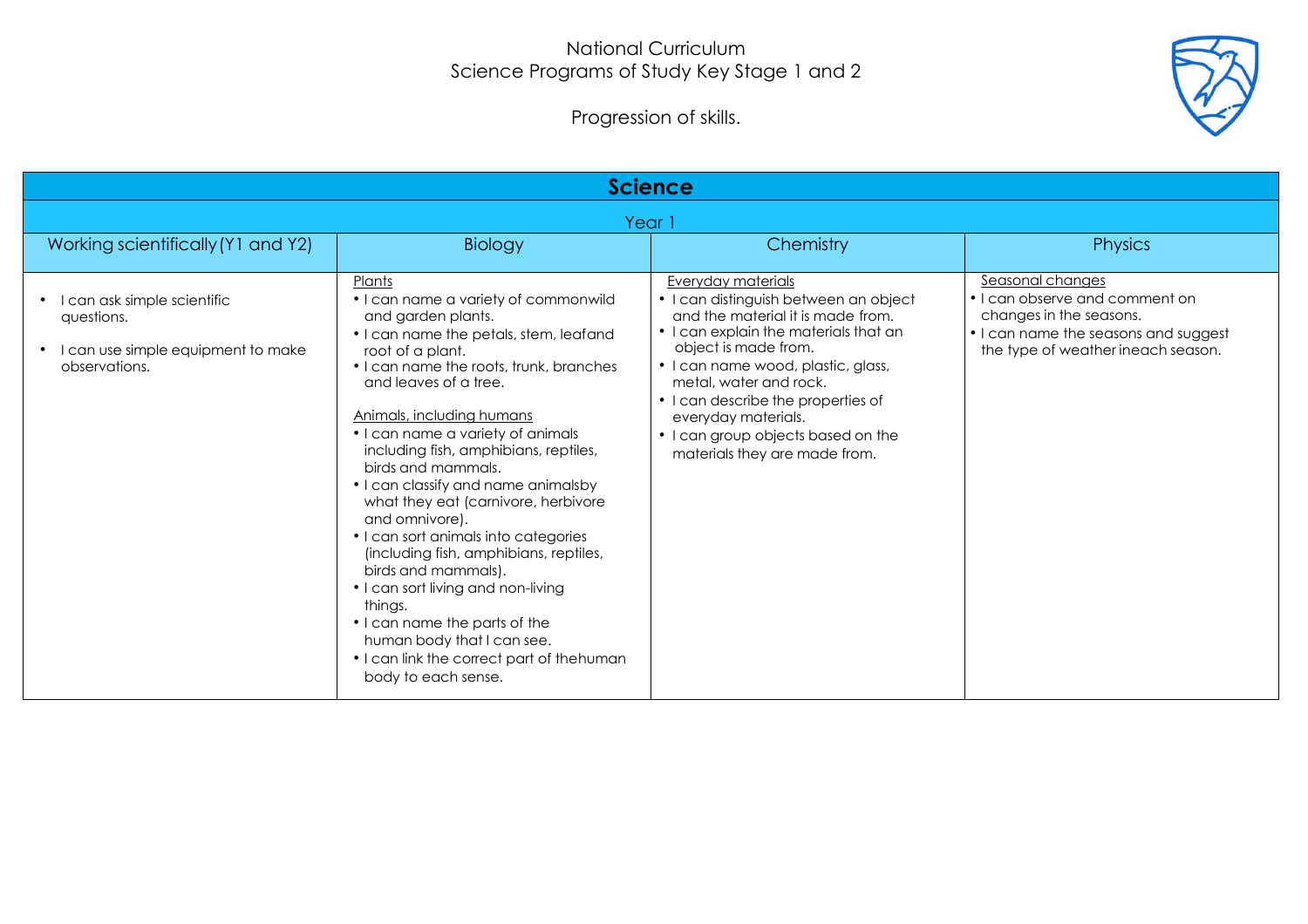National Curriculum
Science Programs of Study Key Stage 1 and 2

Progression of skills.

| **Science** | | | |
|---|---|---|---|
| Year 1 | | | |
| Working scientifically (Y1 and Y2) | Biology | Chemistry | Physics |
| • I can ask simple scientific questions.<br>• I can use simple equipment to make observations. | Plants<br>• I can name a variety of commonwild and garden plants.<br>• I can name the petals, stem, leafand root of a plant.<br>• I can name the roots, trunk, branches and leaves of a tree.<br><br>Animals, including humans<br>• I can name a variety of animals including fish, amphibians, reptiles, birds and mammals.<br>• I can classify and name animalsby what they eat (carnivore, herbivore and omnivore).<br>• I can sort animals into categories (including fish, amphibians, reptiles, birds and mammals).<br>• I can sort living and non-living things.<br>• I can name the parts of the human body that I can see.<br>• I can link the correct part of thehuman body to each sense. | Everyday materials<br>• I can distinguish between an object and the material it is made from.<br>• I can explain the materials that an object is made from.<br>• I can name wood, plastic, glass, metal, water and rock.<br>• I can describe the properties of everyday materials.<br>• I can group objects based on the materials they are made from. | Seasonal changes<br>• I can observe and comment on changes in the seasons.<br>• I can name the seasons and suggest the type of weather ineach season. |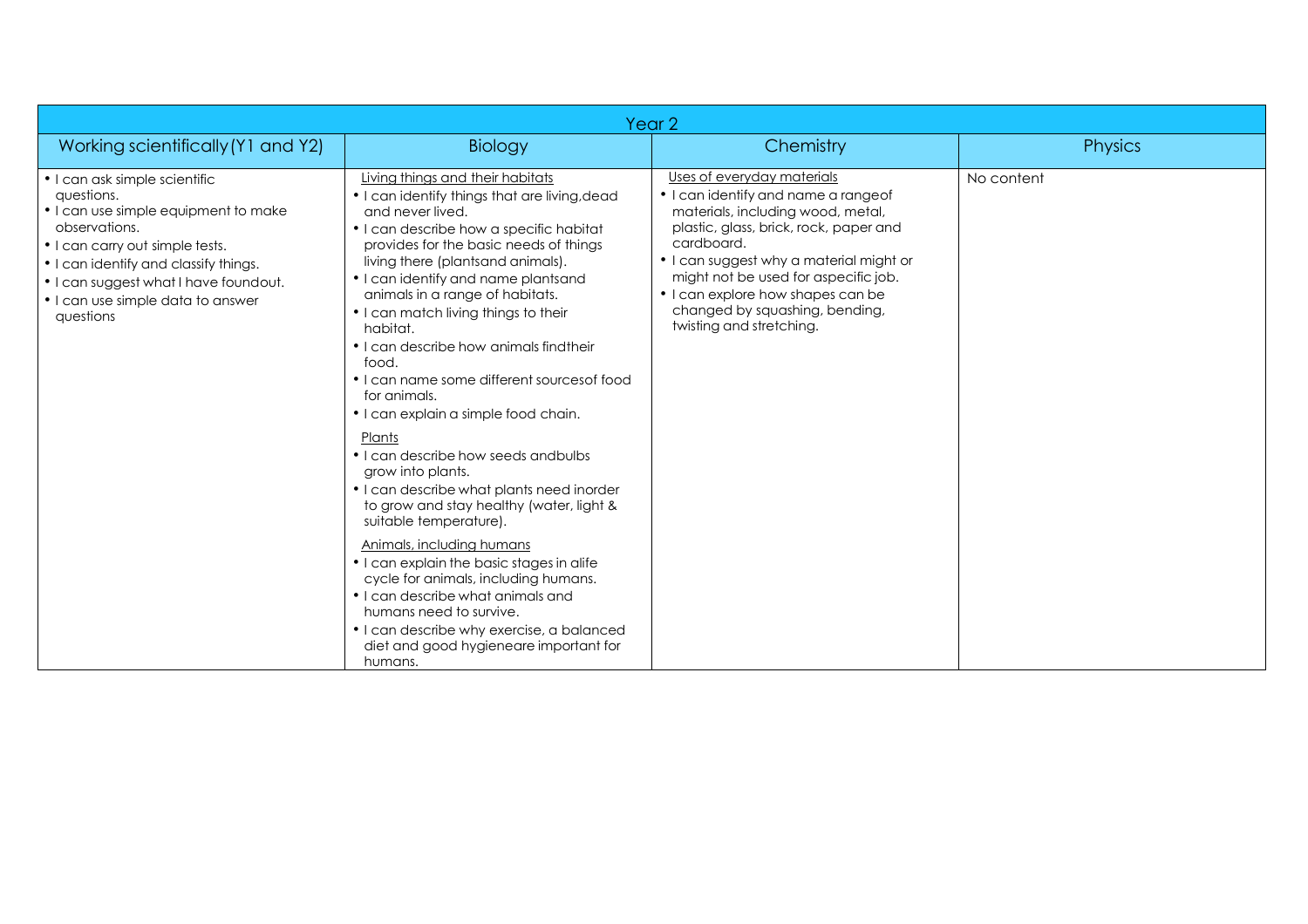| Year 2 | | | |
|---|---|---|---|
| Working scientifically (Y1 and Y2) | Biology | Chemistry | Physics |
| • I can ask simple scientific questions.<br>• I can use simple equipment to make observations.<br>• I can carry out simple tests.<br>• I can identify and classify things.<br>• I can suggest what I have foundout.<br>• I can use simple data to answer questions | Living things and their habitats<br>• I can identify things that are living,dead and never lived.<br>• I can describe how a specific habitat provides for the basic needs of things living there (plantsand animals).<br>• I can identify and name plantsand animals in a range of habitats.<br>• I can match living things to their habitat.<br>• I can describe how animals findtheir food.<br>• I can name some different sourcesof food for animals.<br>• I can explain a simple food chain.<br><br>Plants<br>• I can describe how seeds andbulbs grow into plants.<br>• I can describe what plants need inorder to grow and stay healthy (water, light & suitable temperature).<br><br>Animals, including humans<br>• I can explain the basic stages in alife cycle for animals, including humans.<br>• I can describe what animals and humans need to survive.<br>• I can describe why exercise, a balanced diet and good hygieneare important for humans. | Uses of everyday materials<br>• I can identify and name a rangeof materials, including wood, metal, plastic, glass, brick, rock, paper and cardboard.<br>• I can suggest why a material might or might not be used for aspecific job.<br>• I can explore how shapes can be changed by squashing, bending, twisting and stretching. | No content |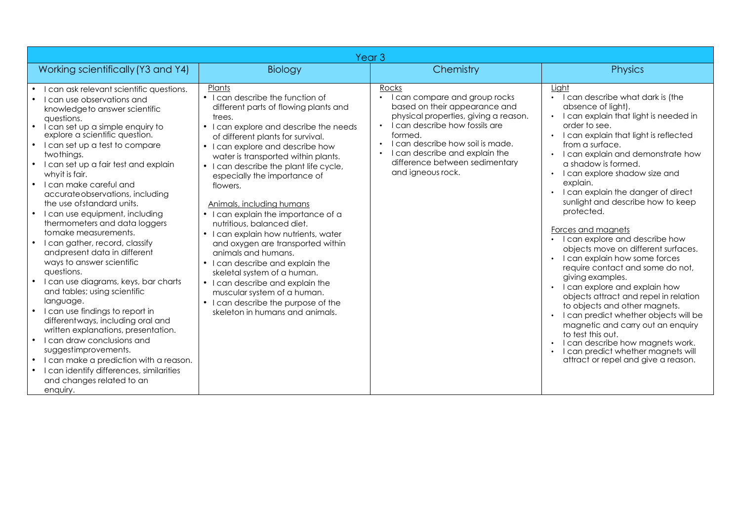| Year 3 | | | |
|---|---|---|---|
| Working scientifically (Y3 and Y4) | Biology | Chemistry | Physics |
| • I can ask relevant scientific questions.<br>• I can use observations and knowledgeto answer scientific questions.<br>• I can set up a simple enquiry to explore a scientific question.<br>• I can set up a test to compare twothings.<br>• I can set up a fair test and explain whyit is fair.<br>• I can make careful and accurateobservations, including the use ofstandard units.<br>• I can use equipment, including thermometers and data loggers tomake measurements.<br>• I can gather, record, classify andpresent data in different ways to answer scientific questions.<br>• I can use diagrams, keys, bar charts and tables; using scientific language.<br>• I can use findings to report in differentways, including oral and written explanations, presentation.<br>• I can draw conclusions and suggestimprovements.<br>• I can make a prediction with a reason.<br>• I can identify differences, similarities and changes related to an enquiry. | <u>Plants</u><br>• I can describe the function of different parts of flowing plants and trees.<br>• I can explore and describe the needs of different plants for survival.<br>• I can explore and describe how water is transported within plants.<br>• I can describe the plant life cycle, especially the importance of flowers.<br><br><u>Animals, including humans</u><br>• I can explain the importance of a nutritious, balanced diet.<br>• I can explain how nutrients, water and oxygen are transported within animals and humans.<br>• I can describe and explain the skeletal system of a human.<br>• I can describe and explain the muscular system of a human.<br>• I can describe the purpose of the skeleton in humans and animals. | <u>Rocks</u><br>• I can compare and group rocks based on their appearance and physical properties, giving a reason.<br>• I can describe how fossils are formed.<br>• I can describe how soil is made.<br>• I can describe and explain the difference between sedimentary and igneous rock. | <u>Light</u><br>• I can describe what dark is (the absence of light).<br>• I can explain that light is needed in order to see.<br>• I can explain that light is reflected from a surface.<br>• I can explain and demonstrate how a shadow is formed.<br>• I can explore shadow size and explain.<br>• I can explain the danger of direct sunlight and describe how to keep protected.<br><br><u>Forces and magnets</u><br>• I can explore and describe how objects move on different surfaces.<br>• I can explain how some forces require contact and some do not, giving examples.<br>• I can explore and explain how objects attract and repel in relation to objects and other magnets.<br>• I can predict whether objects will be magnetic and carry out an enquiry to test this out.<br>• I can describe how magnets work.<br>• I can predict whether magnets will attract or repel and give a reason. |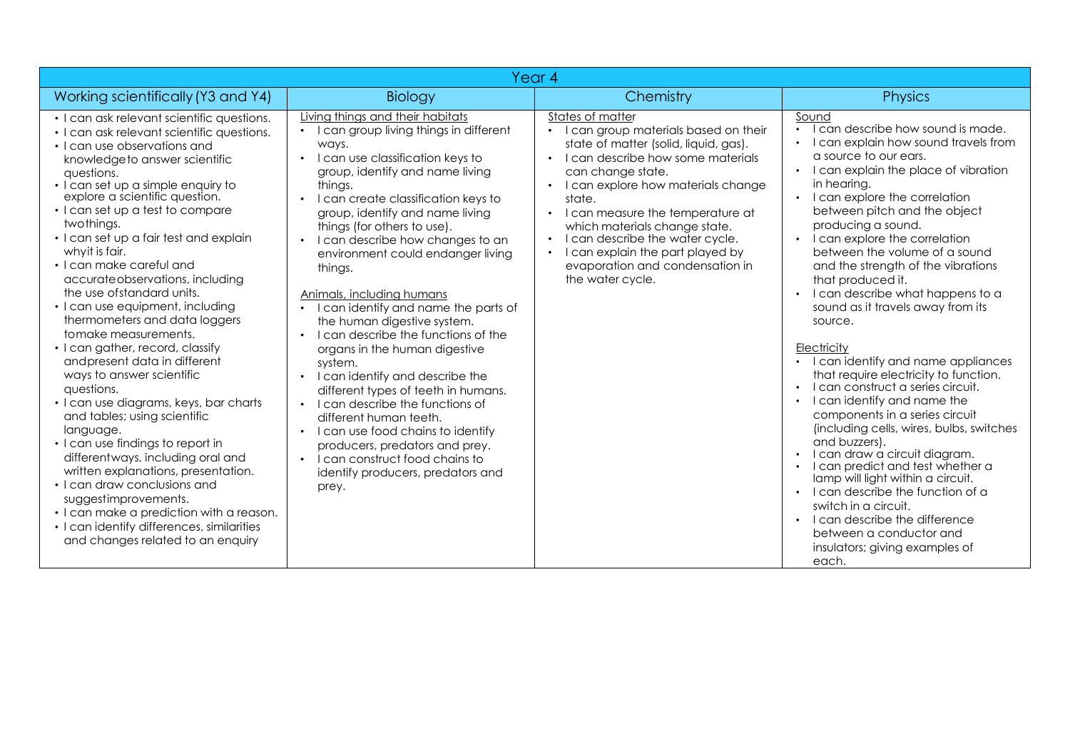| Year 4 | | | |
|---|---|---|---|
| **Working scientifically (Y3 and Y4)** | **Biology** | **Chemistry** | **Physics** |
| • I can ask relevant scientific questions.<br>• I can ask relevant scientific questions.<br>• I can use observations and knowledgeto answer scientific questions.<br>• I can set up a simple enquiry to explore a scientific question.<br>• I can set up a test to compare twothings.<br>• I can set up a fair test and explain whyit is fair.<br>• I can make careful and accurateobservations, including the use ofstandard units.<br>• I can use equipment, including thermometers and data loggers tomake measurements.<br>• I can gather, record, classify andpresent data in different ways to answer scientific questions.<br>• I can use diagrams, keys, bar charts and tables; using scientific language.<br>• I can use findings to report in differentways, including oral and written explanations, presentation.<br>• I can draw conclusions and suggestimprovements.<br>• I can make a prediction with a reason.<br>• I can identify differences, similarities and changes related to an enquiry | <u>Living things and their habitats</u><br>• I can group living things in different ways.<br>• I can use classification keys to group, identify and name living things.<br>• I can create classification keys to group, identify and name living things (for others to use).<br>• I can describe how changes to an environment could endanger living things.<br><br><u>Animals, including humans</u><br>• I can identify and name the parts of the human digestive system.<br>• I can describe the functions of the organs in the human digestive system.<br>• I can identify and describe the different types of teeth in humans.<br>• I can describe the functions of different human teeth.<br>• I can use food chains to identify producers, predators and prey.<br>• I can construct food chains to identify producers, predators and prey. | <u>States of matter</u><br>• I can group materials based on their state of matter (solid, liquid, gas).<br>• I can describe how some materials can change state.<br>• I can explore how materials change state.<br>• I can measure the temperature at which materials change state.<br>• I can describe the water cycle.<br>• I can explain the part played by evaporation and condensation in the water cycle. | <u>Sound</u><br>• I can describe how sound is made.<br>• I can explain how sound travels from a source to our ears.<br>• I can explain the place of vibration in hearing.<br>• I can explore the correlation between pitch and the object producing a sound.<br>• I can explore the correlation between the volume of a sound and the strength of the vibrations that produced it.<br>• I can describe what happens to a sound as it travels away from its source.<br><br><u>Electricity</u><br>• I can identify and name appliances that require electricity to function.<br>• I can construct a series circuit.<br>• I can identify and name the components in a series circuit (including cells, wires, bulbs, switches and buzzers).<br>• I can draw a circuit diagram.<br>• I can predict and test whether a lamp will light within a circuit.<br>• I can describe the function of a switch in a circuit.<br>• I can describe the difference between a conductor and insulators; giving examples of each. |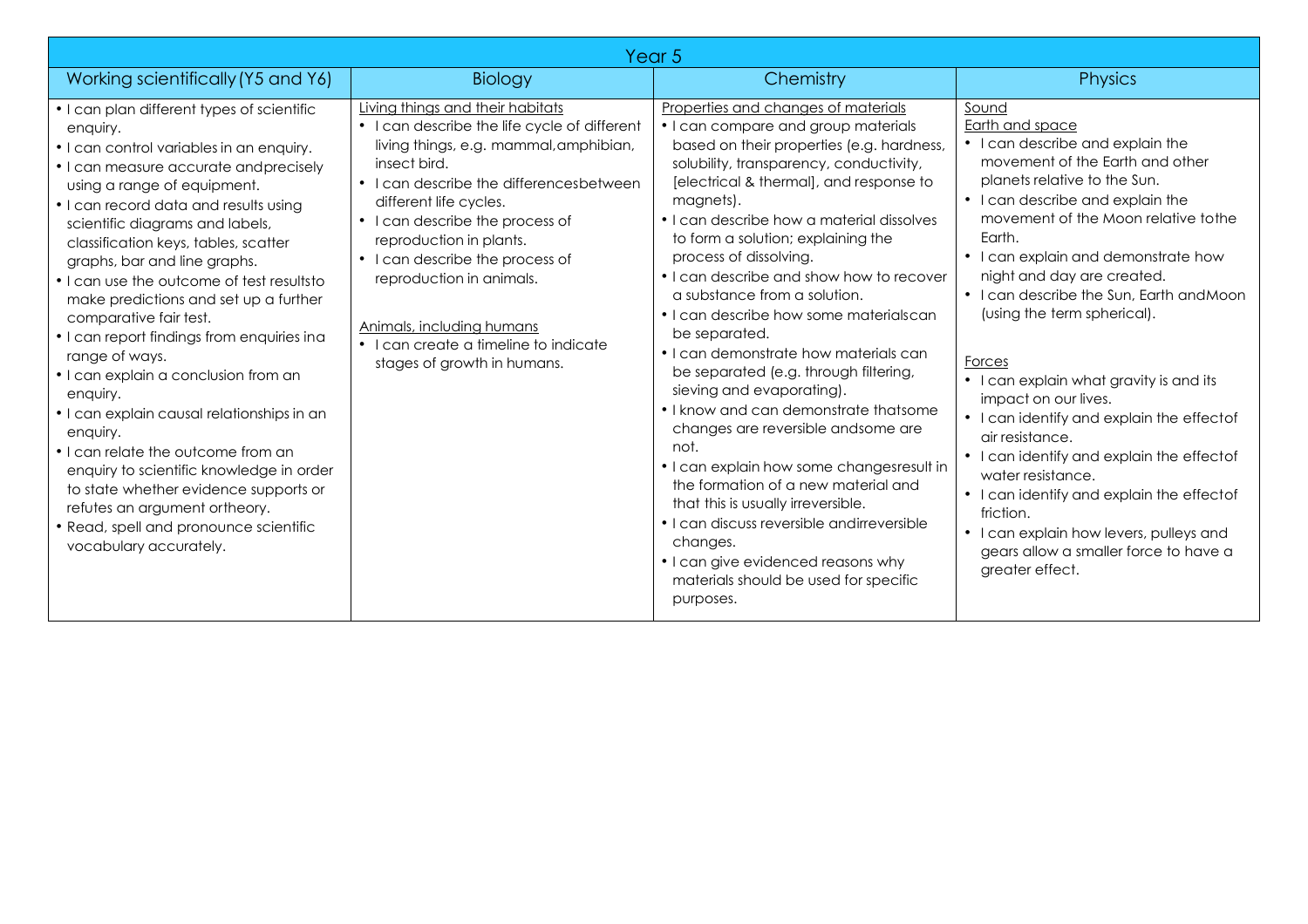| Year 5 | | | |
|---|---|---|---|
| Working scientifically (Y5 and Y6) | Biology | Chemistry | Physics |
| • I can plan different types of scientific enquiry.<br>• I can control variables in an enquiry.<br>• I can measure accurate andprecisely using a range of equipment.<br>• I can record data and results using scientific diagrams and labels, classification keys, tables, scatter graphs, bar and line graphs.<br>• I can use the outcome of test resultsto make predictions and set up a further comparative fair test.<br>• I can report findings from enquiries ina range of ways.<br>• I can explain a conclusion from an enquiry.<br>• I can explain causal relationships in an enquiry.<br>• I can relate the outcome from an enquiry to scientific knowledge in order to state whether evidence supports or refutes an argument ortheory.<br>• Read, spell and pronounce scientific vocabulary accurately. | <u>Living things and their habitats</u><br>• I can describe the life cycle of different living things, e.g. mammal,amphibian, insect bird.<br>• I can describe the differencesbetween different life cycles.<br>• I can describe the process of reproduction in plants.<br>• I can describe the process of reproduction in animals.<br><br><u>Animals, including humans</u><br>• I can create a timeline to indicate stages of growth in humans. | <u>Properties and changes of materials</u><br>• I can compare and group materials based on their properties (e.g. hardness, solubility, transparency, conductivity, [electrical & thermal], and response to magnets).<br>• I can describe how a material dissolves to form a solution; explaining the process of dissolving.<br>• I can describe and show how to recover a substance from a solution.<br>• I can describe how some materialscan be separated.<br>• I can demonstrate how materials can be separated (e.g. through filtering, sieving and evaporating).<br>• I know and can demonstrate thatsome changes are reversible andsome are not.<br>• I can explain how some changesresult in the formation of a new material and that this is usually irreversible.<br>• I can discuss reversible andirreversible changes.<br>• I can give evidenced reasons why materials should be used for specific purposes. | <u>Sound</u><br><u>Earth and space</u><br>• I can describe and explain the movement of the Earth and other planets relative to the Sun.<br>• I can describe and explain the movement of the Moon relative tothe Earth.<br>• I can explain and demonstrate how night and day are created.<br>• I can describe the Sun, Earth andMoon (using the term spherical).<br><br><u>Forces</u><br>• I can explain what gravity is and its impact on our lives.<br>• I can identify and explain the effectof air resistance.<br>• I can identify and explain the effectof water resistance.<br>• I can identify and explain the effectof friction.<br>• I can explain how levers, pulleys and gears allow a smaller force to have a greater effect. |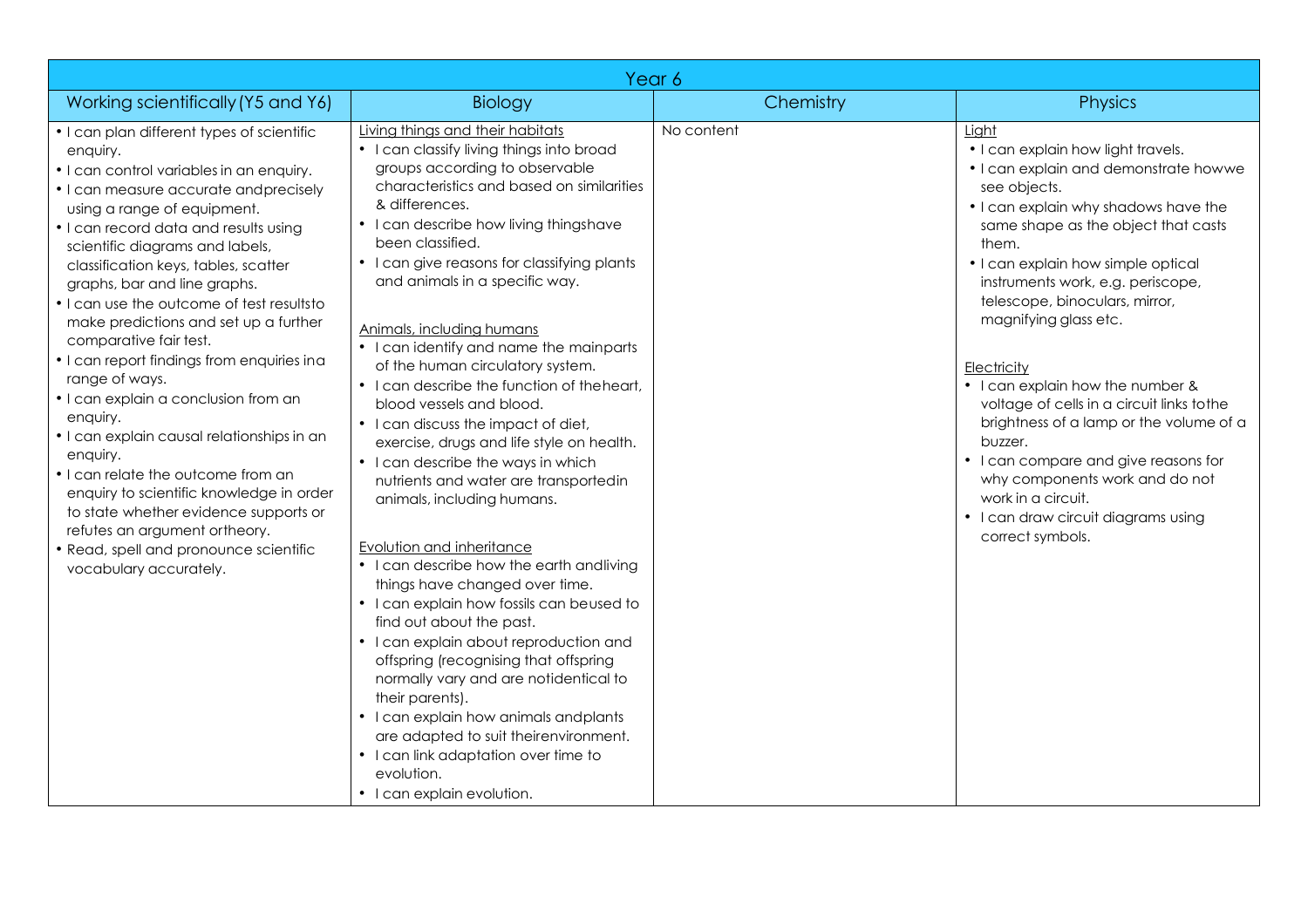| Year 6 | | | |
|---|---|---|---|
| Working scientifically (Y5 and Y6) | Biology | Chemistry | Physics |
| • I can plan different types of scientific enquiry.<br>• I can control variables in an enquiry.<br>• I can measure accurate andprecisely using a range of equipment.<br>• I can record data and results using scientific diagrams and labels, classification keys, tables, scatter graphs, bar and line graphs.<br>• I can use the outcome of test resultsto make predictions and set up a further comparative fair test.<br>• I can report findings from enquiries ina range of ways.<br>• I can explain a conclusion from an enquiry.<br>• I can explain causal relationships in an enquiry.<br>• I can relate the outcome from an enquiry to scientific knowledge in order to state whether evidence supports or refutes an argument ortheory.<br>• Read, spell and pronounce scientific vocabulary accurately. | <u>Living things and their habitats</u><br>• I can classify living things into broad groups according to observable characteristics and based on similarities & differences.<br>• I can describe how living thingshave been classified.<br>• I can give reasons for classifying plants and animals in a specific way.<br><br><u>Animals, including humans</u><br>• I can identify and name the mainparts of the human circulatory system.<br>• I can describe the function of theheart, blood vessels and blood.<br>• I can discuss the impact of diet, exercise, drugs and life style on health.<br>• I can describe the ways in which nutrients and water are transportedin animals, including humans.<br><br><u>Evolution and inheritance</u><br>• I can describe how the earth andliving things have changed over time.<br>• I can explain how fossils can beused to find out about the past.<br>• I can explain about reproduction and offspring (recognising that offspring normally vary and are notidentical to their parents).<br>• I can explain how animals andplants are adapted to suit theirenvironment.<br>• I can link adaptation over time to evolution.<br>• I can explain evolution. | No content | <u>Light</u><br>• I can explain how light travels.<br>• I can explain and demonstrate howwe see objects.<br>• I can explain why shadows have the same shape as the object that casts them.<br>• I can explain how simple optical instruments work, e.g. periscope, telescope, binoculars, mirror, magnifying glass etc.<br><br><u>Electricity</u><br>• I can explain how the number & voltage of cells in a circuit links tothe brightness of a lamp or the volume of a buzzer.<br>• I can compare and give reasons for why components work and do not work in a circuit.<br>• I can draw circuit diagrams using correct symbols. |